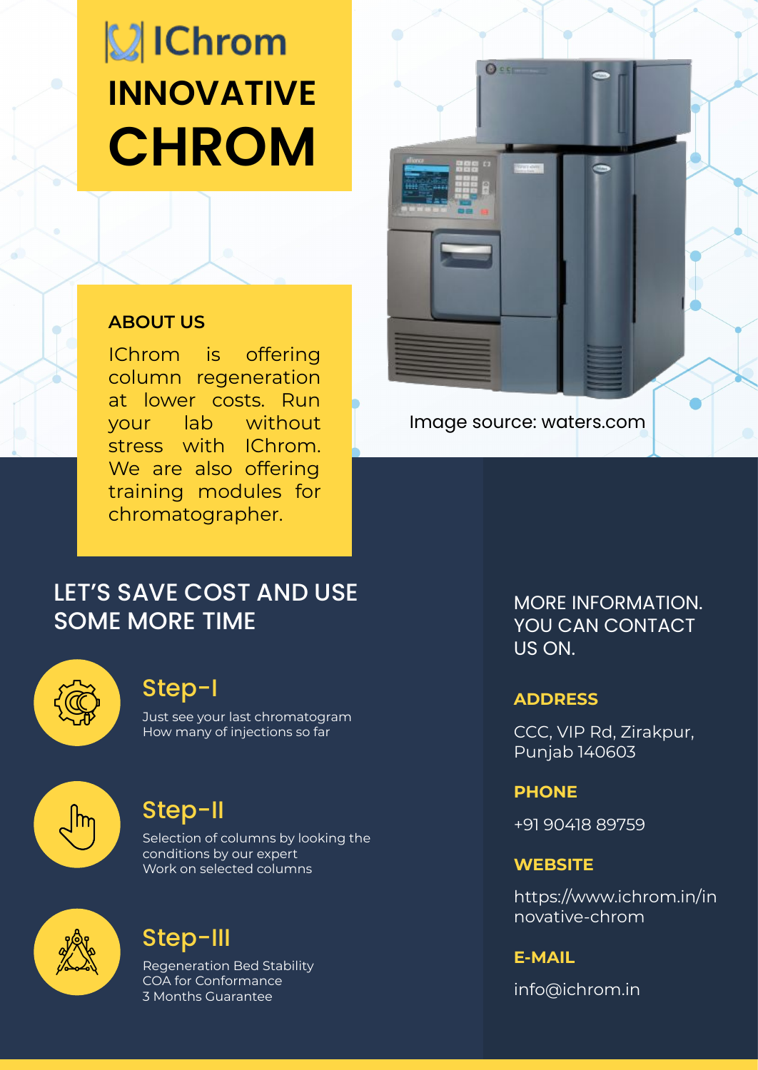# IChrom

# INNOVATIVE CHROM

## ABOUT US

IChrom is offering column regeneration at lower costs. Run your lab without stress with IChrom. We are also offering training modules for chromatographer.

Image source: waters.com

## LET'S SAVE COST AND USE SOME MORE TIME

### Step-I

Just see your last chromatogram
How many of injections so far

### Step-II

Selection of columns by looking the conditions by our expert
Work on selected columns

### Step-III

Regeneration Bed Stability
COA for Conformance
3 Months Guarantee

## MORE INFORMATION. YOU CAN CONTACT US ON.

**ADDRESS**

CCC, VIP Rd, Zirakpur, Punjab 140603

**PHONE**

+91 90418 89759

**WEBSITE**

https://www.ichrom.in/innovative-chrom

**E-MAIL**

info@ichrom.in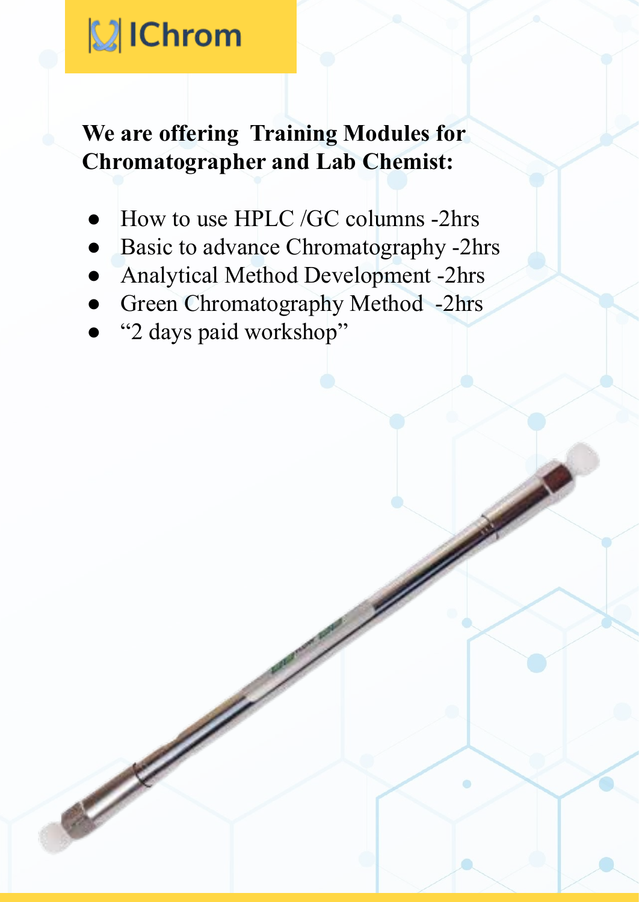IChrom

**We are offering Training Modules for Chromatographer and Lab Chemist:**

- How to use HPLC /GC columns -2hrs
- Basic to advance Chromatography -2hrs
- Analytical Method Development -2hrs
- Green Chromatography Method -2hrs
- "2 days paid workshop"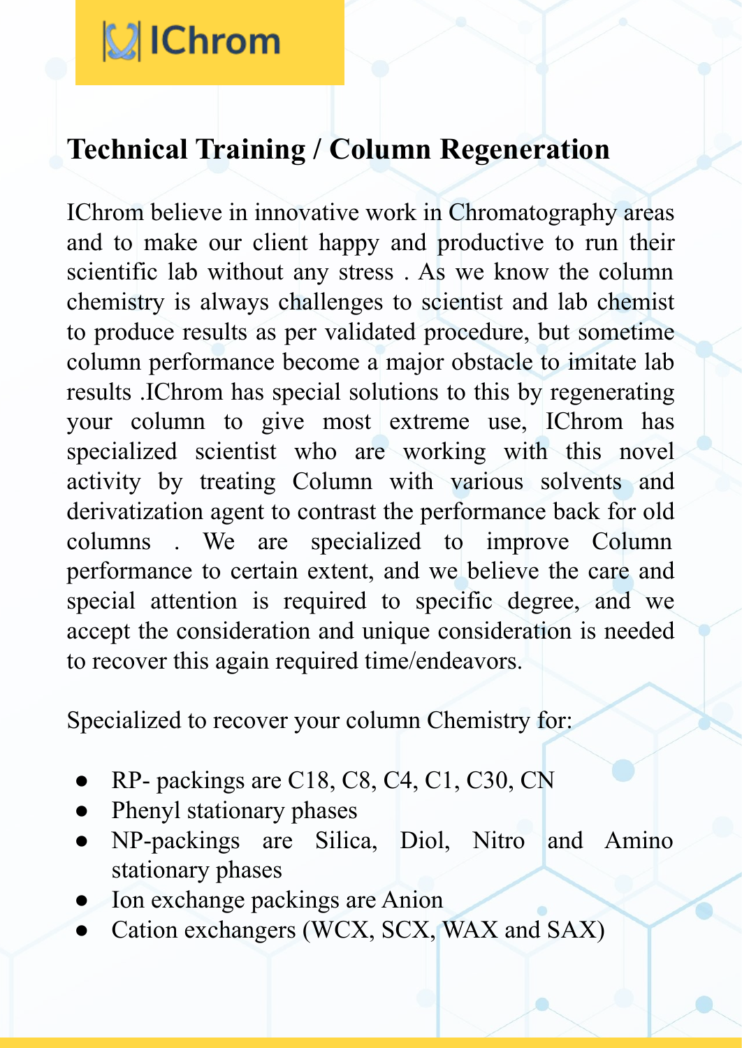IChrom

## Technical Training / Column Regeneration

IChrom believe in innovative work in Chromatography areas and to make our client happy and productive to run their scientific lab without any stress . As we know the column chemistry is always challenges to scientist and lab chemist to produce results as per validated procedure, but sometime column performance become a major obstacle to imitate lab results .IChrom has special solutions to this by regenerating your column to give most extreme use, IChrom has specialized scientist who are working with this novel activity by treating Column with various solvents and derivatization agent to contrast the performance back for old columns . We are specialized to improve Column performance to certain extent, and we believe the care and special attention is required to specific degree, and we accept the consideration and unique consideration is needed to recover this again required time/endeavors.

Specialized to recover your column Chemistry for:

- RP- packings are C18, C8, C4, C1, C30, CN
- Phenyl stationary phases
- NP-packings are Silica, Diol, Nitro and Amino stationary phases
- Ion exchange packings are Anion
- Cation exchangers (WCX, SCX, WAX and SAX)